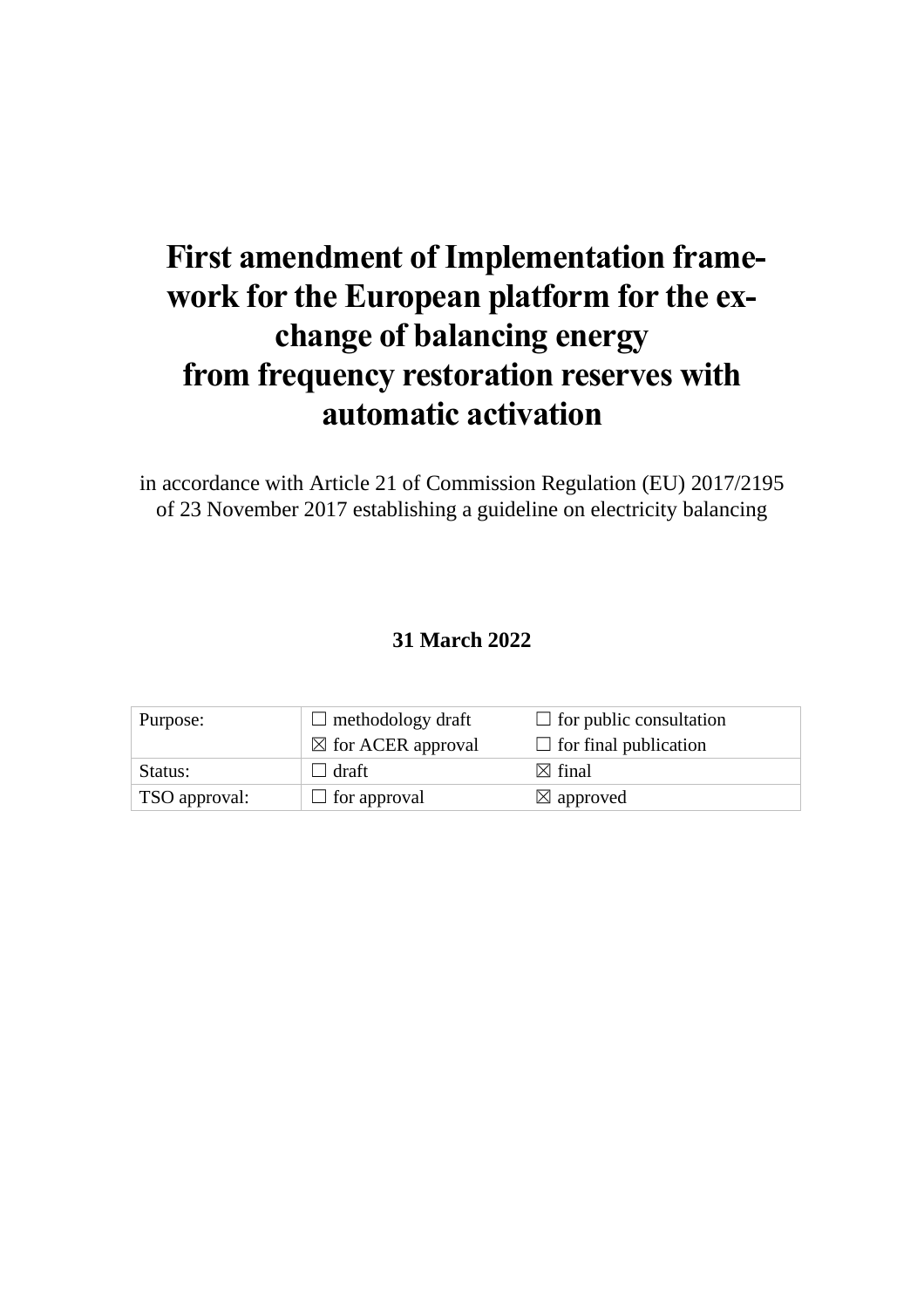# First amendment of Implementation framework for the European platform for the exchange of balancing energy from frequency restoration reserves with automatic activation

in accordance with Article 21 of Commission Regulation (EU) 2017/2195 of 23 November 2017 establishing a guideline on electricity balancing

**31 March 2022**

| Purpose: | ☐ methodology draft<br>☒ for ACER approval | ☐ for public consultation<br>☐ for final publication |
|---|---|---|
| Status: | ☐ draft | ☒ final |
| TSO approval: | ☐ for approval | ☒ approved |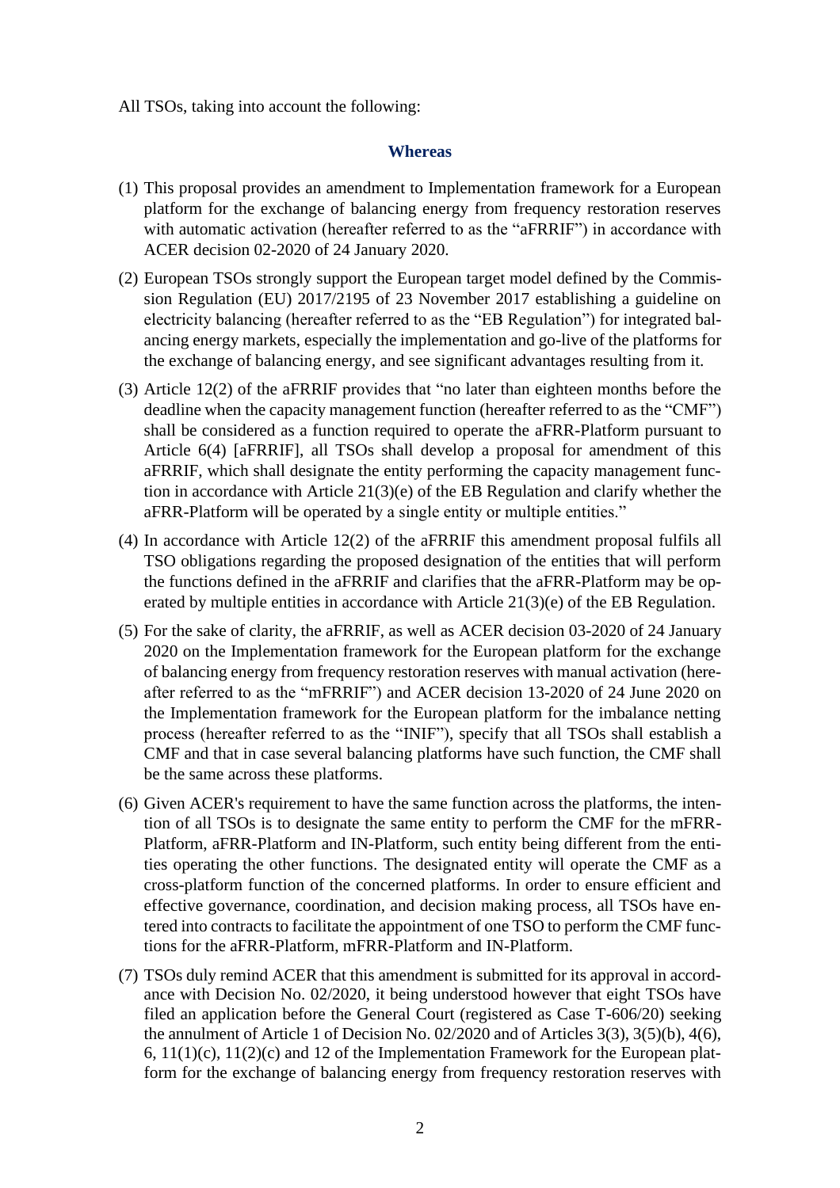All TSOs, taking into account the following:

## Whereas

(1) This proposal provides an amendment to Implementation framework for a European platform for the exchange of balancing energy from frequency restoration reserves with automatic activation (hereafter referred to as the "aFRRIF") in accordance with ACER decision 02-2020 of 24 January 2020.

(2) European TSOs strongly support the European target model defined by the Commission Regulation (EU) 2017/2195 of 23 November 2017 establishing a guideline on electricity balancing (hereafter referred to as the "EB Regulation") for integrated balancing energy markets, especially the implementation and go-live of the platforms for the exchange of balancing energy, and see significant advantages resulting from it.

(3) Article 12(2) of the aFRRIF provides that "no later than eighteen months before the deadline when the capacity management function (hereafter referred to as the "CMF") shall be considered as a function required to operate the aFRR-Platform pursuant to Article 6(4) [aFRRIF], all TSOs shall develop a proposal for amendment of this aFRRIF, which shall designate the entity performing the capacity management function in accordance with Article 21(3)(e) of the EB Regulation and clarify whether the aFRR-Platform will be operated by a single entity or multiple entities."

(4) In accordance with Article 12(2) of the aFRRIF this amendment proposal fulfils all TSO obligations regarding the proposed designation of the entities that will perform the functions defined in the aFRRIF and clarifies that the aFRR-Platform may be operated by multiple entities in accordance with Article 21(3)(e) of the EB Regulation.

(5) For the sake of clarity, the aFRRIF, as well as ACER decision 03-2020 of 24 January 2020 on the Implementation framework for the European platform for the exchange of balancing energy from frequency restoration reserves with manual activation (hereafter referred to as the "mFRRIF") and ACER decision 13-2020 of 24 June 2020 on the Implementation framework for the European platform for the imbalance netting process (hereafter referred to as the "INIF"), specify that all TSOs shall establish a CMF and that in case several balancing platforms have such function, the CMF shall be the same across these platforms.

(6) Given ACER's requirement to have the same function across the platforms, the intention of all TSOs is to designate the same entity to perform the CMF for the mFRR-Platform, aFRR-Platform and IN-Platform, such entity being different from the entities operating the other functions. The designated entity will operate the CMF as a cross-platform function of the concerned platforms. In order to ensure efficient and effective governance, coordination, and decision making process, all TSOs have entered into contracts to facilitate the appointment of one TSO to perform the CMF functions for the aFRR-Platform, mFRR-Platform and IN-Platform.

(7) TSOs duly remind ACER that this amendment is submitted for its approval in accordance with Decision No. 02/2020, it being understood however that eight TSOs have filed an application before the General Court (registered as Case T-606/20) seeking the annulment of Article 1 of Decision No. 02/2020 and of Articles 3(3), 3(5)(b), 4(6), 6, 11(1)(c), 11(2)(c) and 12 of the Implementation Framework for the European platform for the exchange of balancing energy from frequency restoration reserves with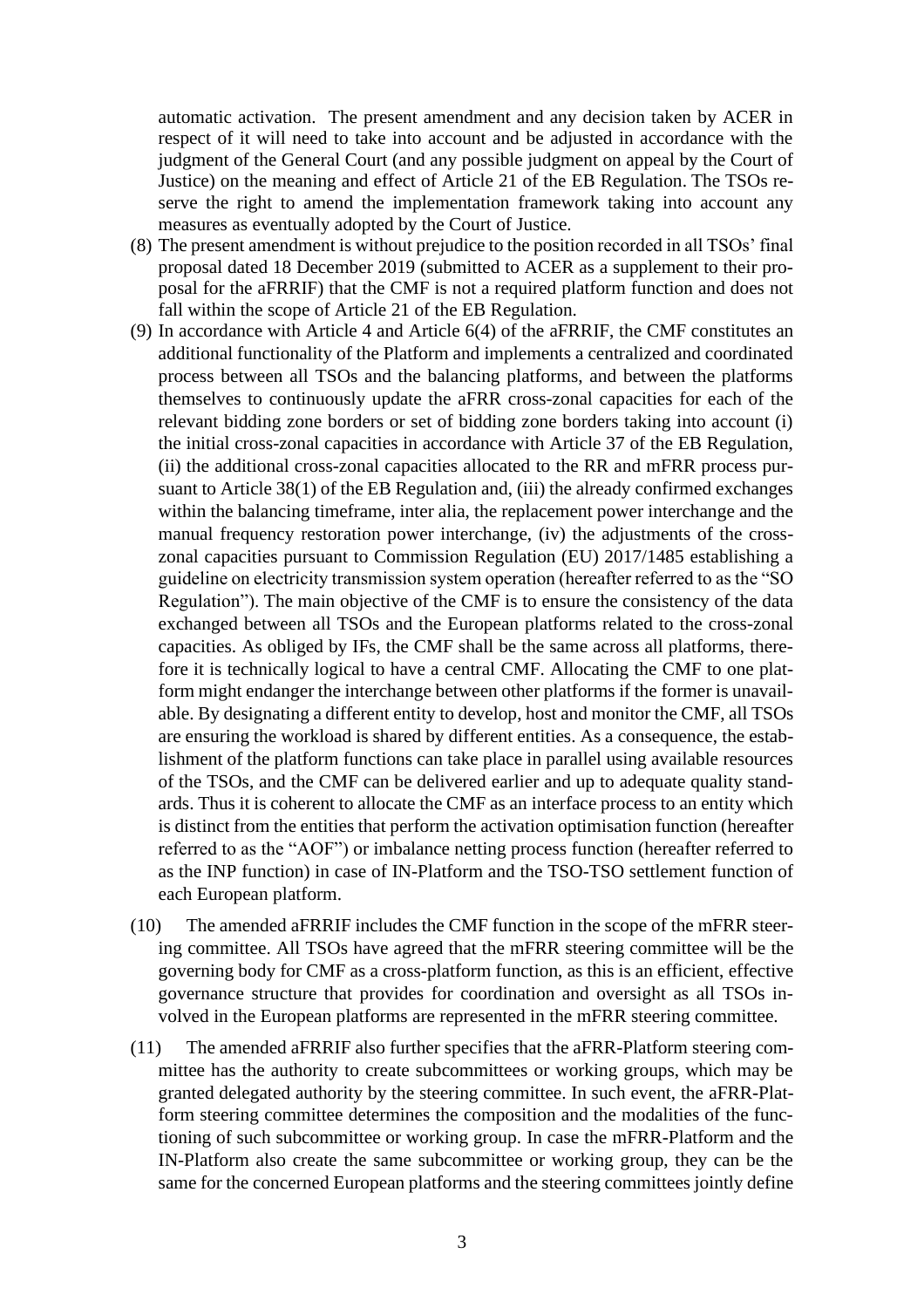automatic activation. The present amendment and any decision taken by ACER in respect of it will need to take into account and be adjusted in accordance with the judgment of the General Court (and any possible judgment on appeal by the Court of Justice) on the meaning and effect of Article 21 of the EB Regulation. The TSOs reserve the right to amend the implementation framework taking into account any measures as eventually adopted by the Court of Justice.

(8) The present amendment is without prejudice to the position recorded in all TSOs' final proposal dated 18 December 2019 (submitted to ACER as a supplement to their proposal for the aFRRIF) that the CMF is not a required platform function and does not fall within the scope of Article 21 of the EB Regulation.

(9) In accordance with Article 4 and Article 6(4) of the aFRRIF, the CMF constitutes an additional functionality of the Platform and implements a centralized and coordinated process between all TSOs and the balancing platforms, and between the platforms themselves to continuously update the aFRR cross-zonal capacities for each of the relevant bidding zone borders or set of bidding zone borders taking into account (i) the initial cross-zonal capacities in accordance with Article 37 of the EB Regulation, (ii) the additional cross-zonal capacities allocated to the RR and mFRR process pursuant to Article 38(1) of the EB Regulation and, (iii) the already confirmed exchanges within the balancing timeframe, inter alia, the replacement power interchange and the manual frequency restoration power interchange, (iv) the adjustments of the cross-zonal capacities pursuant to Commission Regulation (EU) 2017/1485 establishing a guideline on electricity transmission system operation (hereafter referred to as the "SO Regulation"). The main objective of the CMF is to ensure the consistency of the data exchanged between all TSOs and the European platforms related to the cross-zonal capacities. As obliged by IFs, the CMF shall be the same across all platforms, therefore it is technically logical to have a central CMF. Allocating the CMF to one platform might endanger the interchange between other platforms if the former is unavailable. By designating a different entity to develop, host and monitor the CMF, all TSOs are ensuring the workload is shared by different entities. As a consequence, the establishment of the platform functions can take place in parallel using available resources of the TSOs, and the CMF can be delivered earlier and up to adequate quality standards. Thus it is coherent to allocate the CMF as an interface process to an entity which is distinct from the entities that perform the activation optimisation function (hereafter referred to as the "AOF") or imbalance netting process function (hereafter referred to as the INP function) in case of IN-Platform and the TSO-TSO settlement function of each European platform.

(10) The amended aFRRIF includes the CMF function in the scope of the mFRR steering committee. All TSOs have agreed that the mFRR steering committee will be the governing body for CMF as a cross-platform function, as this is an efficient, effective governance structure that provides for coordination and oversight as all TSOs involved in the European platforms are represented in the mFRR steering committee.

(11) The amended aFRRIF also further specifies that the aFRR-Platform steering committee has the authority to create subcommittees or working groups, which may be granted delegated authority by the steering committee. In such event, the aFRR-Platform steering committee determines the composition and the modalities of the functioning of such subcommittee or working group. In case the mFRR-Platform and the IN-Platform also create the same subcommittee or working group, they can be the same for the concerned European platforms and the steering committees jointly define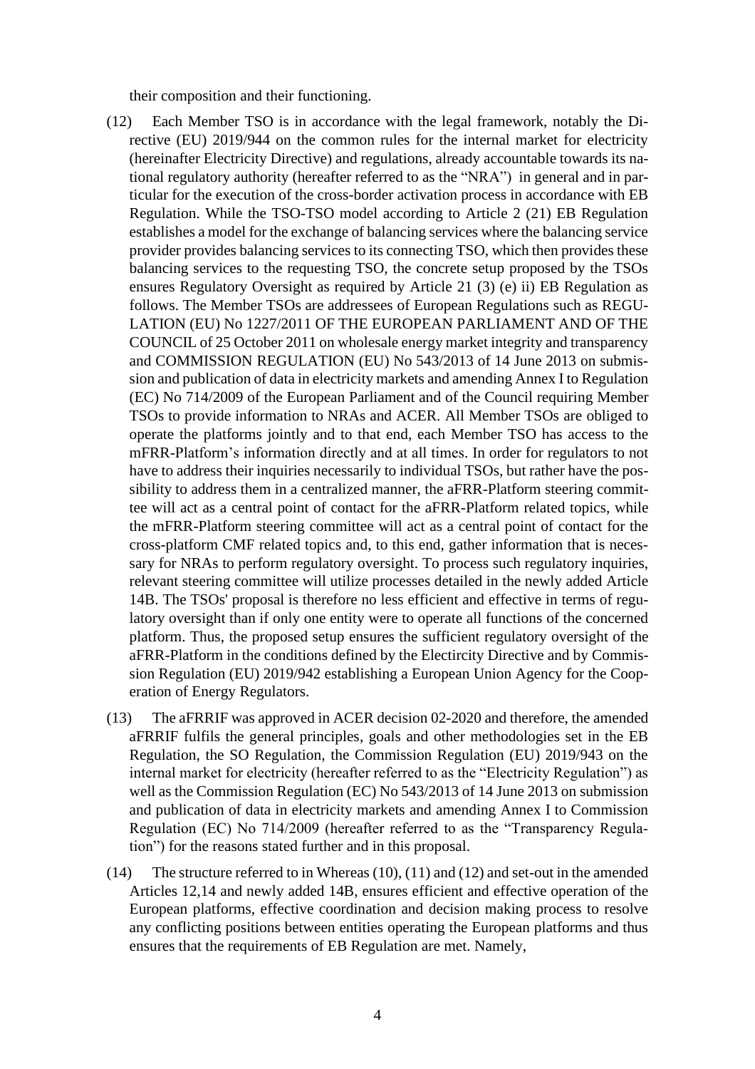their composition and their functioning.

(12) Each Member TSO is in accordance with the legal framework, notably the Directive (EU) 2019/944 on the common rules for the internal market for electricity (hereinafter Electricity Directive) and regulations, already accountable towards its national regulatory authority (hereafter referred to as the "NRA") in general and in particular for the execution of the cross-border activation process in accordance with EB Regulation. While the TSO-TSO model according to Article 2 (21) EB Regulation establishes a model for the exchange of balancing services where the balancing service provider provides balancing services to its connecting TSO, which then provides these balancing services to the requesting TSO, the concrete setup proposed by the TSOs ensures Regulatory Oversight as required by Article 21 (3) (e) ii) EB Regulation as follows. The Member TSOs are addressees of European Regulations such as REGULATION (EU) No 1227/2011 OF THE EUROPEAN PARLIAMENT AND OF THE COUNCIL of 25 October 2011 on wholesale energy market integrity and transparency and COMMISSION REGULATION (EU) No 543/2013 of 14 June 2013 on submission and publication of data in electricity markets and amending Annex I to Regulation (EC) No 714/2009 of the European Parliament and of the Council requiring Member TSOs to provide information to NRAs and ACER. All Member TSOs are obliged to operate the platforms jointly and to that end, each Member TSO has access to the mFRR-Platform's information directly and at all times. In order for regulators to not have to address their inquiries necessarily to individual TSOs, but rather have the possibility to address them in a centralized manner, the aFRR-Platform steering committee will act as a central point of contact for the aFRR-Platform related topics, while the mFRR-Platform steering committee will act as a central point of contact for the cross-platform CMF related topics and, to this end, gather information that is necessary for NRAs to perform regulatory oversight. To process such regulatory inquiries, relevant steering committee will utilize processes detailed in the newly added Article 14B. The TSOs' proposal is therefore no less efficient and effective in terms of regulatory oversight than if only one entity were to operate all functions of the concerned platform. Thus, the proposed setup ensures the sufficient regulatory oversight of the aFRR-Platform in the conditions defined by the Electircity Directive and by Commission Regulation (EU) 2019/942 establishing a European Union Agency for the Cooperation of Energy Regulators.

(13) The aFRRIF was approved in ACER decision 02-2020 and therefore, the amended aFRRIF fulfils the general principles, goals and other methodologies set in the EB Regulation, the SO Regulation, the Commission Regulation (EU) 2019/943 on the internal market for electricity (hereafter referred to as the "Electricity Regulation") as well as the Commission Regulation (EC) No 543/2013 of 14 June 2013 on submission and publication of data in electricity markets and amending Annex I to Commission Regulation (EC) No 714/2009 (hereafter referred to as the "Transparency Regulation") for the reasons stated further and in this proposal.

(14) The structure referred to in Whereas (10), (11) and (12) and set-out in the amended Articles 12,14 and newly added 14B, ensures efficient and effective operation of the European platforms, effective coordination and decision making process to resolve any conflicting positions between entities operating the European platforms and thus ensures that the requirements of EB Regulation are met. Namely,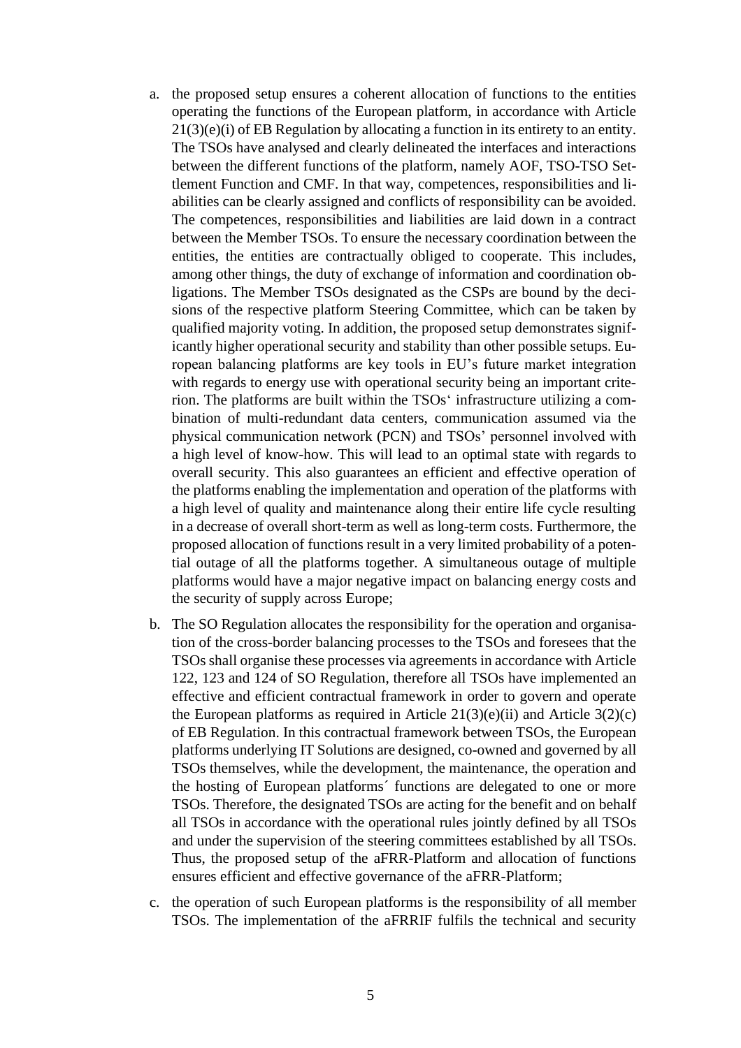a. the proposed setup ensures a coherent allocation of functions to the entities operating the functions of the European platform, in accordance with Article 21(3)(e)(i) of EB Regulation by allocating a function in its entirety to an entity. The TSOs have analysed and clearly delineated the interfaces and interactions between the different functions of the platform, namely AOF, TSO-TSO Settlement Function and CMF. In that way, competences, responsibilities and liabilities can be clearly assigned and conflicts of responsibility can be avoided. The competences, responsibilities and liabilities are laid down in a contract between the Member TSOs. To ensure the necessary coordination between the entities, the entities are contractually obliged to cooperate. This includes, among other things, the duty of exchange of information and coordination obligations. The Member TSOs designated as the CSPs are bound by the decisions of the respective platform Steering Committee, which can be taken by qualified majority voting. In addition, the proposed setup demonstrates significantly higher operational security and stability than other possible setups. European balancing platforms are key tools in EU's future market integration with regards to energy use with operational security being an important criterion. The platforms are built within the TSOs' infrastructure utilizing a combination of multi-redundant data centers, communication assumed via the physical communication network (PCN) and TSOs' personnel involved with a high level of know-how. This will lead to an optimal state with regards to overall security. This also guarantees an efficient and effective operation of the platforms enabling the implementation and operation of the platforms with a high level of quality and maintenance along their entire life cycle resulting in a decrease of overall short-term as well as long-term costs. Furthermore, the proposed allocation of functions result in a very limited probability of a potential outage of all the platforms together. A simultaneous outage of multiple platforms would have a major negative impact on balancing energy costs and the security of supply across Europe;

b. The SO Regulation allocates the responsibility for the operation and organisation of the cross-border balancing processes to the TSOs and foresees that the TSOs shall organise these processes via agreements in accordance with Article 122, 123 and 124 of SO Regulation, therefore all TSOs have implemented an effective and efficient contractual framework in order to govern and operate the European platforms as required in Article 21(3)(e)(ii) and Article 3(2)(c) of EB Regulation. In this contractual framework between TSOs, the European platforms underlying IT Solutions are designed, co-owned and governed by all TSOs themselves, while the development, the maintenance, the operation and the hosting of European platforms´ functions are delegated to one or more TSOs. Therefore, the designated TSOs are acting for the benefit and on behalf all TSOs in accordance with the operational rules jointly defined by all TSOs and under the supervision of the steering committees established by all TSOs. Thus, the proposed setup of the aFRR-Platform and allocation of functions ensures efficient and effective governance of the aFRR-Platform;

c. the operation of such European platforms is the responsibility of all member TSOs. The implementation of the aFRRIF fulfils the technical and security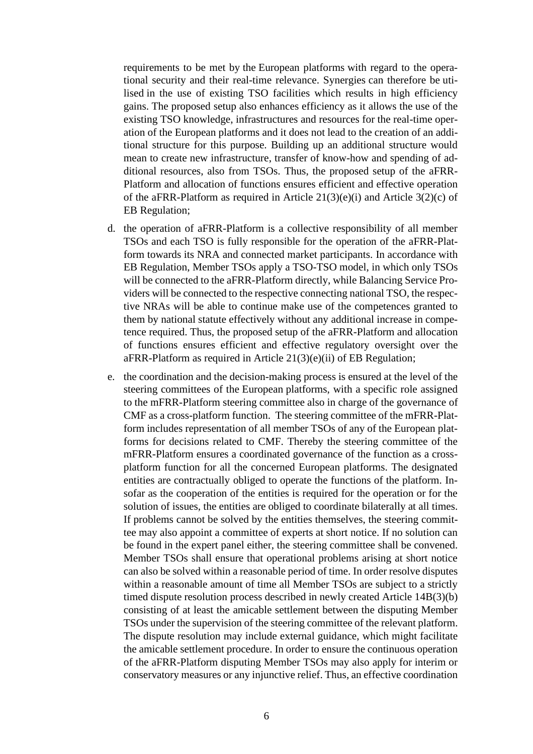requirements to be met by the European platforms with regard to the operational security and their real-time relevance. Synergies can therefore be utilised in the use of existing TSO facilities which results in high efficiency gains. The proposed setup also enhances efficiency as it allows the use of the existing TSO knowledge, infrastructures and resources for the real-time operation of the European platforms and it does not lead to the creation of an additional structure for this purpose. Building up an additional structure would mean to create new infrastructure, transfer of know-how and spending of additional resources, also from TSOs. Thus, the proposed setup of the aFRR-Platform and allocation of functions ensures efficient and effective operation of the aFRR-Platform as required in Article 21(3)(e)(i) and Article 3(2)(c) of EB Regulation;

d. the operation of aFRR-Platform is a collective responsibility of all member TSOs and each TSO is fully responsible for the operation of the aFRR-Platform towards its NRA and connected market participants. In accordance with EB Regulation, Member TSOs apply a TSO-TSO model, in which only TSOs will be connected to the aFRR-Platform directly, while Balancing Service Providers will be connected to the respective connecting national TSO, the respective NRAs will be able to continue make use of the competences granted to them by national statute effectively without any additional increase in competence required. Thus, the proposed setup of the aFRR-Platform and allocation of functions ensures efficient and effective regulatory oversight over the aFRR-Platform as required in Article 21(3)(e)(ii) of EB Regulation;

e. the coordination and the decision-making process is ensured at the level of the steering committees of the European platforms, with a specific role assigned to the mFRR-Platform steering committee also in charge of the governance of CMF as a cross-platform function. The steering committee of the mFRR-Platform includes representation of all member TSOs of any of the European platforms for decisions related to CMF. Thereby the steering committee of the mFRR-Platform ensures a coordinated governance of the function as a cross-platform function for all the concerned European platforms. The designated entities are contractually obliged to operate the functions of the platform. Insofar as the cooperation of the entities is required for the operation or for the solution of issues, the entities are obliged to coordinate bilaterally at all times. If problems cannot be solved by the entities themselves, the steering committee may also appoint a committee of experts at short notice. If no solution can be found in the expert panel either, the steering committee shall be convened. Member TSOs shall ensure that operational problems arising at short notice can also be solved within a reasonable period of time. In order resolve disputes within a reasonable amount of time all Member TSOs are subject to a strictly timed dispute resolution process described in newly created Article 14B(3)(b) consisting of at least the amicable settlement between the disputing Member TSOs under the supervision of the steering committee of the relevant platform. The dispute resolution may include external guidance, which might facilitate the amicable settlement procedure. In order to ensure the continuous operation of the aFRR-Platform disputing Member TSOs may also apply for interim or conservatory measures or any injunctive relief. Thus, an effective coordination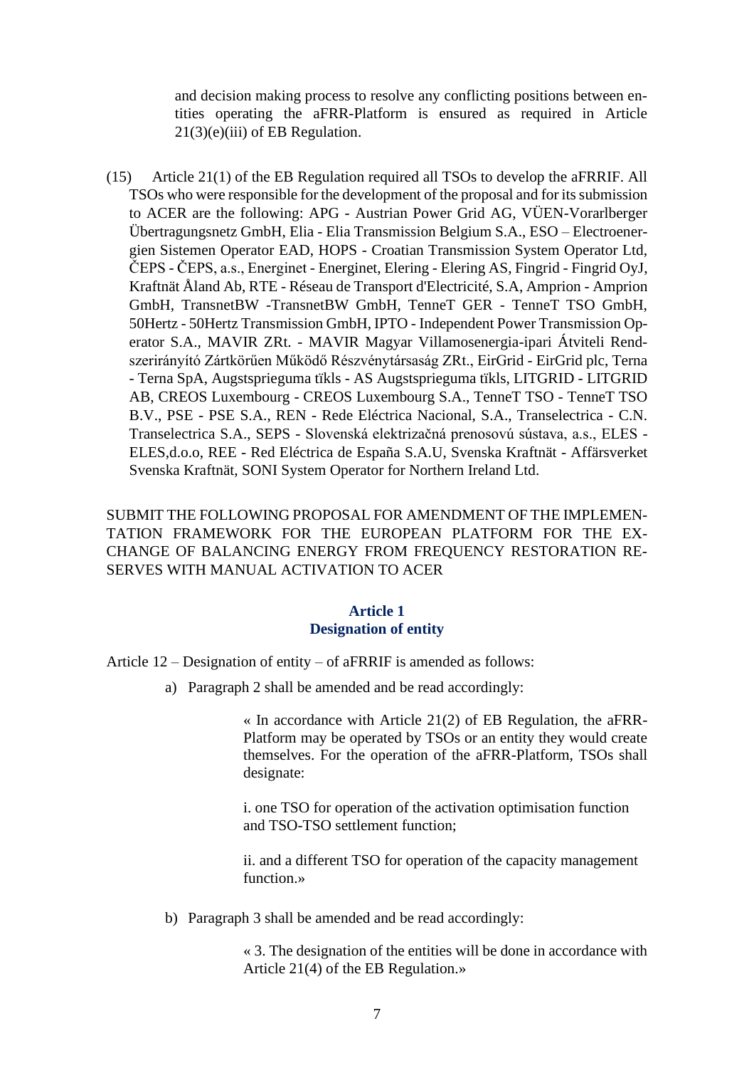and decision making process to resolve any conflicting positions between entities operating the aFRR-Platform is ensured as required in Article 21(3)(e)(iii) of EB Regulation.

(15) Article 21(1) of the EB Regulation required all TSOs to develop the aFRRIF. All TSOs who were responsible for the development of the proposal and for its submission to ACER are the following: APG - Austrian Power Grid AG, VÜEN-Vorarlberger Übertragungsnetz GmbH, Elia - Elia Transmission Belgium S.A., ESO – Electroenergien Sistemen Operator EAD, HOPS - Croatian Transmission System Operator Ltd, ČEPS - ČEPS, a.s., Energinet - Energinet, Elering - Elering AS, Fingrid - Fingrid OyJ, Kraftnät Åland Ab, RTE - Réseau de Transport d'Electricité, S.A, Amprion - Amprion GmbH, TransnetBW -TransnetBW GmbH, TenneT GER - TenneT TSO GmbH, 50Hertz - 50Hertz Transmission GmbH, IPTO - Independent Power Transmission Operator S.A., MAVIR ZRt. - MAVIR Magyar Villamosenergia-ipari Átviteli Rendszerirányító Zártkörűen Működő Részvénytársaság ZRt., EirGrid - EirGrid plc, Terna - Terna SpA, Augstsprieguma tïkls - AS Augstsprieguma tïkls, LITGRID - LITGRID AB, CREOS Luxembourg - CREOS Luxembourg S.A., TenneT TSO - TenneT TSO B.V., PSE - PSE S.A., REN - Rede Eléctrica Nacional, S.A., Transelectrica - C.N. Transelectrica S.A., SEPS - Slovenská elektrizačná prenosovú sústava, a.s., ELES - ELES,d.o.o, REE - Red Eléctrica de España S.A.U, Svenska Kraftnät - Affärsverket Svenska Kraftnät, SONI System Operator for Northern Ireland Ltd.

SUBMIT THE FOLLOWING PROPOSAL FOR AMENDMENT OF THE IMPLEMENTATION FRAMEWORK FOR THE EUROPEAN PLATFORM FOR THE EXCHANGE OF BALANCING ENERGY FROM FREQUENCY RESTORATION RESERVES WITH MANUAL ACTIVATION TO ACER

## Article 1
## Designation of entity

Article 12 – Designation of entity – of aFRRIF is amended as follows:

a) Paragraph 2 shall be amended and be read accordingly:

> « In accordance with Article 21(2) of EB Regulation, the aFRR-Platform may be operated by TSOs or an entity they would create themselves. For the operation of the aFRR-Platform, TSOs shall designate:
>
> i. one TSO for operation of the activation optimisation function and TSO-TSO settlement function;
>
> ii. and a different TSO for operation of the capacity management function.»

b) Paragraph 3 shall be amended and be read accordingly:

> « 3. The designation of the entities will be done in accordance with Article 21(4) of the EB Regulation.»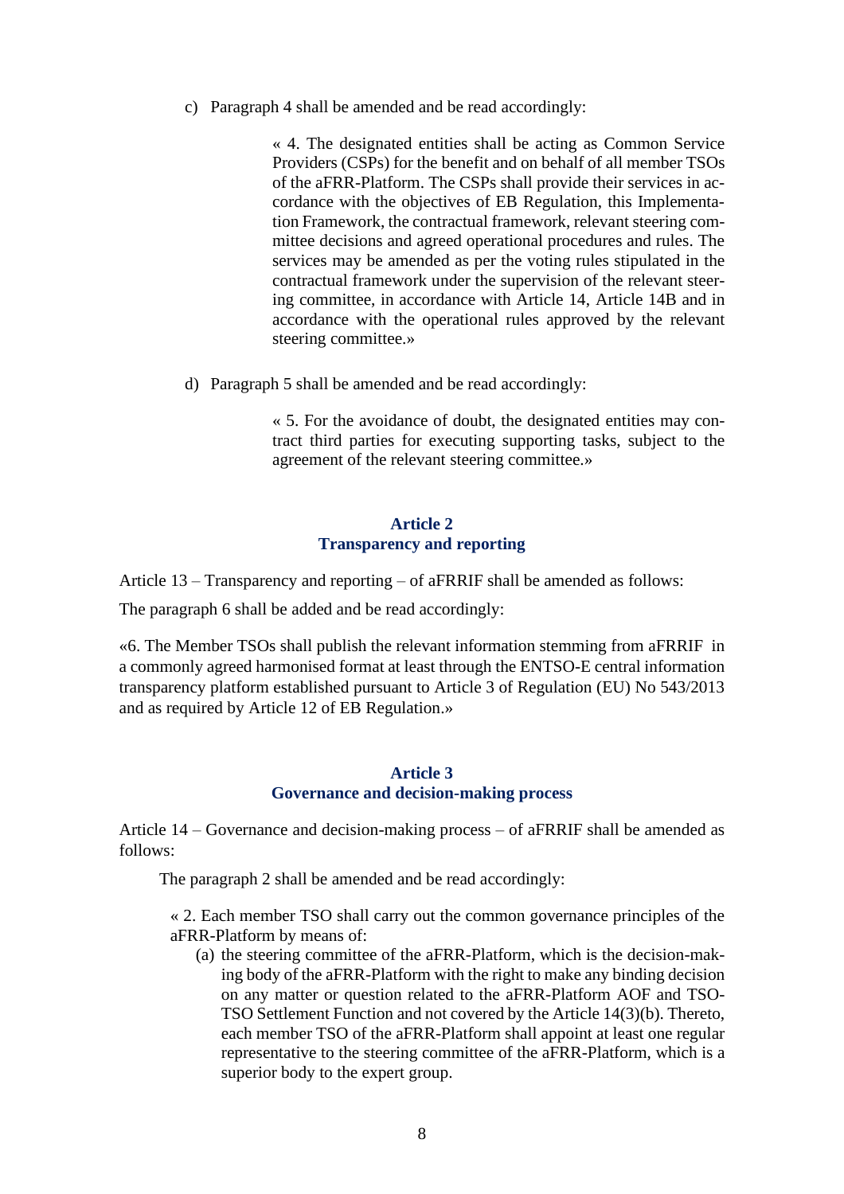c) Paragraph 4 shall be amended and be read accordingly:

> « 4. The designated entities shall be acting as Common Service Providers (CSPs) for the benefit and on behalf of all member TSOs of the aFRR-Platform. The CSPs shall provide their services in accordance with the objectives of EB Regulation, this Implementation Framework, the contractual framework, relevant steering committee decisions and agreed operational procedures and rules. The services may be amended as per the voting rules stipulated in the contractual framework under the supervision of the relevant steering committee, in accordance with Article 14, Article 14B and in accordance with the operational rules approved by the relevant steering committee.»

d) Paragraph 5 shall be amended and be read accordingly:

> « 5. For the avoidance of doubt, the designated entities may contract third parties for executing supporting tasks, subject to the agreement of the relevant steering committee.»

## Article 2
## Transparency and reporting

Article 13 – Transparency and reporting – of aFRRIF shall be amended as follows:

The paragraph 6 shall be added and be read accordingly:

«6. The Member TSOs shall publish the relevant information stemming from aFRRIF in a commonly agreed harmonised format at least through the ENTSO-E central information transparency platform established pursuant to Article 3 of Regulation (EU) No 543/2013 and as required by Article 12 of EB Regulation.»

## Article 3
## Governance and decision-making process

Article 14 – Governance and decision-making process – of aFRRIF shall be amended as follows:

The paragraph 2 shall be amended and be read accordingly:

« 2. Each member TSO shall carry out the common governance principles of the aFRR-Platform by means of:

(a) the steering committee of the aFRR-Platform, which is the decision-making body of the aFRR-Platform with the right to make any binding decision on any matter or question related to the aFRR-Platform AOF and TSO-TSO Settlement Function and not covered by the Article 14(3)(b). Thereto, each member TSO of the aFRR-Platform shall appoint at least one regular representative to the steering committee of the aFRR-Platform, which is a superior body to the expert group.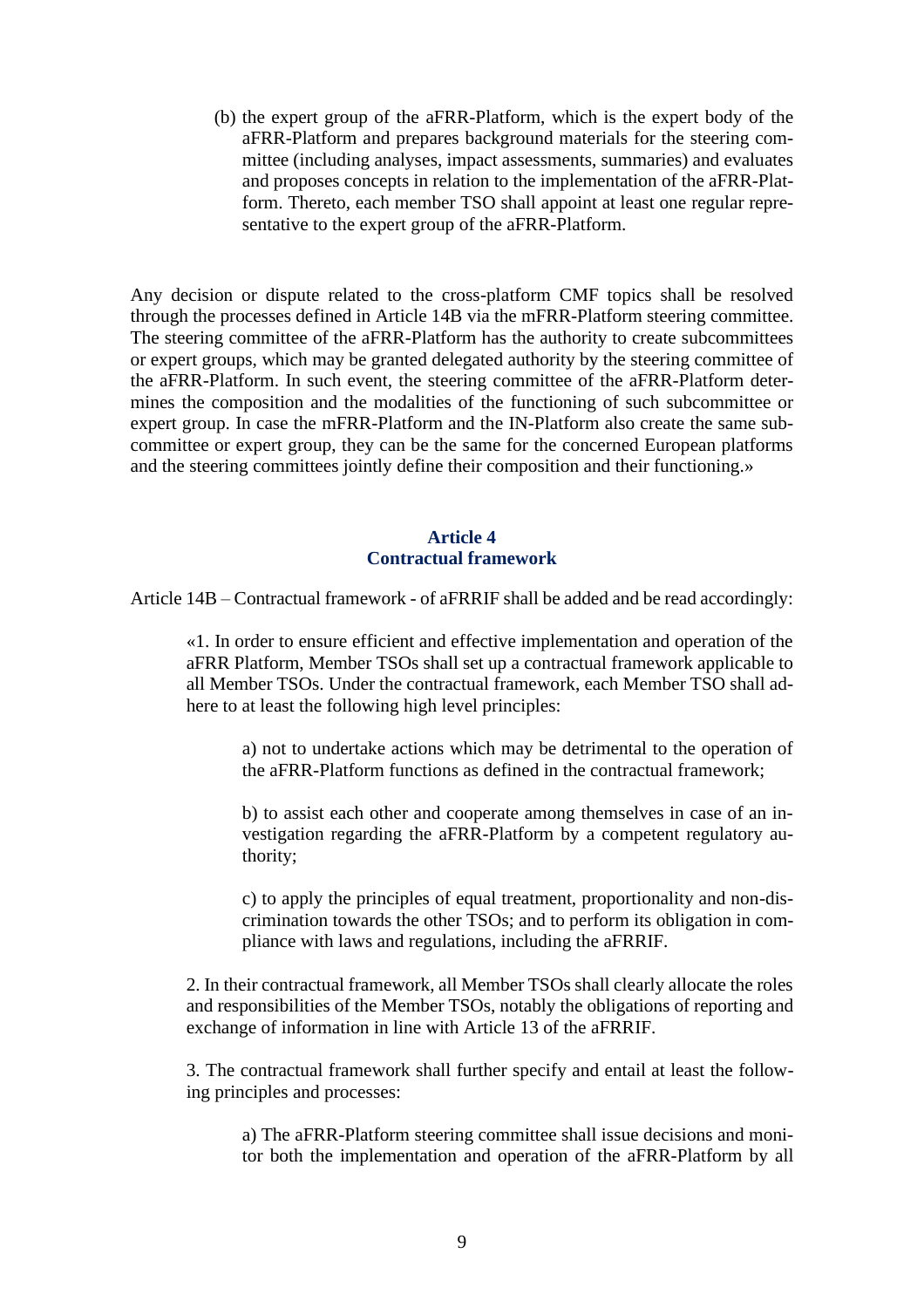(b) the expert group of the aFRR-Platform, which is the expert body of the aFRR-Platform and prepares background materials for the steering committee (including analyses, impact assessments, summaries) and evaluates and proposes concepts in relation to the implementation of the aFRR-Platform. Thereto, each member TSO shall appoint at least one regular representative to the expert group of the aFRR-Platform.

Any decision or dispute related to the cross-platform CMF topics shall be resolved through the processes defined in Article 14B via the mFRR-Platform steering committee. The steering committee of the aFRR-Platform has the authority to create subcommittees or expert groups, which may be granted delegated authority by the steering committee of the aFRR-Platform. In such event, the steering committee of the aFRR-Platform determines the composition and the modalities of the functioning of such subcommittee or expert group. In case the mFRR-Platform and the IN-Platform also create the same subcommittee or expert group, they can be the same for the concerned European platforms and the steering committees jointly define their composition and their functioning.»

## Article 4
## Contractual framework

Article 14B – Contractual framework - of aFRRIF shall be added and be read accordingly:

«1. In order to ensure efficient and effective implementation and operation of the aFRR Platform, Member TSOs shall set up a contractual framework applicable to all Member TSOs. Under the contractual framework, each Member TSO shall adhere to at least the following high level principles:

a) not to undertake actions which may be detrimental to the operation of the aFRR-Platform functions as defined in the contractual framework;

b) to assist each other and cooperate among themselves in case of an investigation regarding the aFRR-Platform by a competent regulatory authority;

c) to apply the principles of equal treatment, proportionality and non-discrimination towards the other TSOs; and to perform its obligation in compliance with laws and regulations, including the aFRRIF.

2. In their contractual framework, all Member TSOs shall clearly allocate the roles and responsibilities of the Member TSOs, notably the obligations of reporting and exchange of information in line with Article 13 of the aFRRIF.

3. The contractual framework shall further specify and entail at least the following principles and processes:

a) The aFRR-Platform steering committee shall issue decisions and monitor both the implementation and operation of the aFRR-Platform by all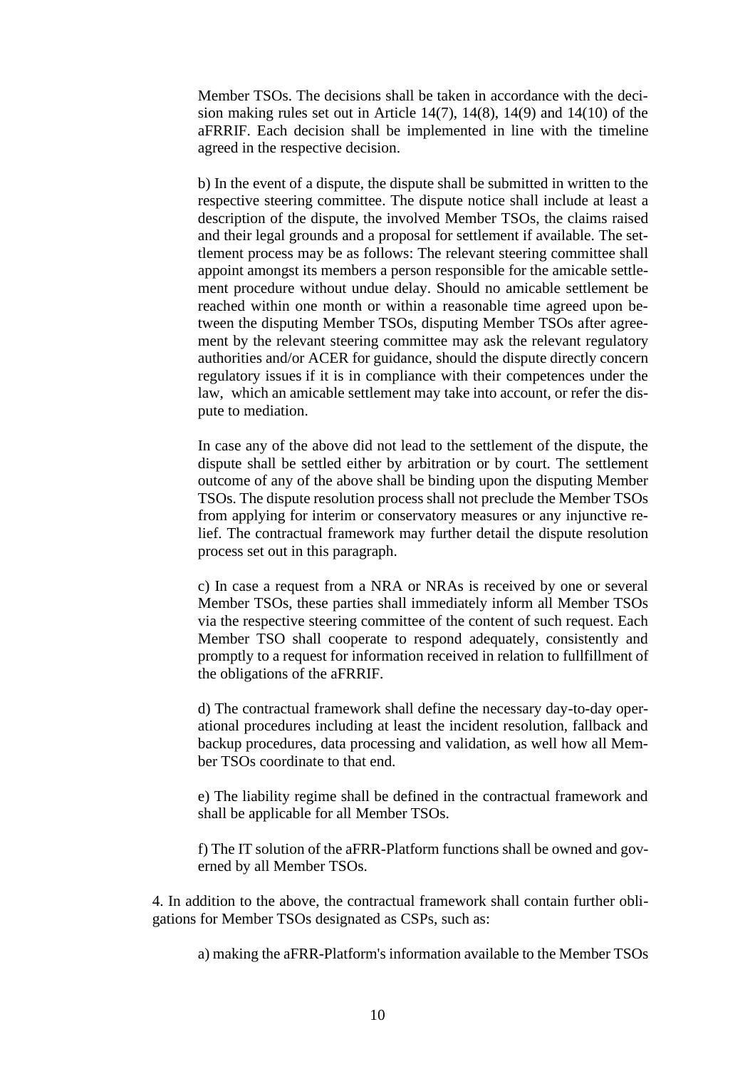Member TSOs. The decisions shall be taken in accordance with the decision making rules set out in Article 14(7), 14(8), 14(9) and 14(10) of the aFRRIF. Each decision shall be implemented in line with the timeline agreed in the respective decision.

b) In the event of a dispute, the dispute shall be submitted in written to the respective steering committee. The dispute notice shall include at least a description of the dispute, the involved Member TSOs, the claims raised and their legal grounds and a proposal for settlement if available. The settlement process may be as follows: The relevant steering committee shall appoint amongst its members a person responsible for the amicable settlement procedure without undue delay. Should no amicable settlement be reached within one month or within a reasonable time agreed upon between the disputing Member TSOs, disputing Member TSOs after agreement by the relevant steering committee may ask the relevant regulatory authorities and/or ACER for guidance, should the dispute directly concern regulatory issues if it is in compliance with their competences under the law, which an amicable settlement may take into account, or refer the dispute to mediation.

In case any of the above did not lead to the settlement of the dispute, the dispute shall be settled either by arbitration or by court. The settlement outcome of any of the above shall be binding upon the disputing Member TSOs. The dispute resolution process shall not preclude the Member TSOs from applying for interim or conservatory measures or any injunctive relief. The contractual framework may further detail the dispute resolution process set out in this paragraph.

c) In case a request from a NRA or NRAs is received by one or several Member TSOs, these parties shall immediately inform all Member TSOs via the respective steering committee of the content of such request. Each Member TSO shall cooperate to respond adequately, consistently and promptly to a request for information received in relation to fullfillment of the obligations of the aFRRIF.

d) The contractual framework shall define the necessary day-to-day operational procedures including at least the incident resolution, fallback and backup procedures, data processing and validation, as well how all Member TSOs coordinate to that end.

e) The liability regime shall be defined in the contractual framework and shall be applicable for all Member TSOs.

f) The IT solution of the aFRR-Platform functions shall be owned and governed by all Member TSOs.

4. In addition to the above, the contractual framework shall contain further obligations for Member TSOs designated as CSPs, such as:

a) making the aFRR-Platform's information available to the Member TSOs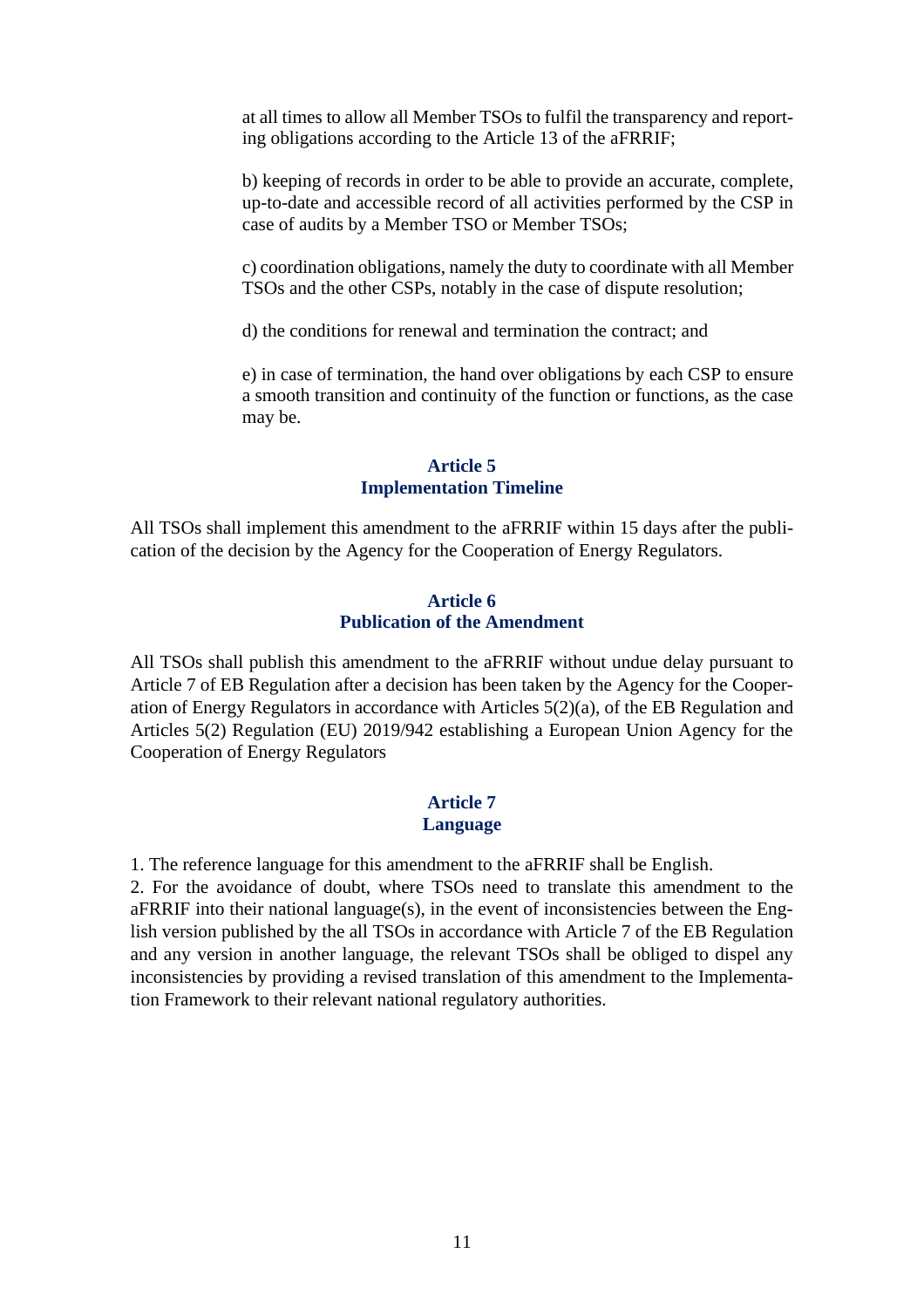at all times to allow all Member TSOs to fulfil the transparency and reporting obligations according to the Article 13 of the aFRRIF;

b) keeping of records in order to be able to provide an accurate, complete, up-to-date and accessible record of all activities performed by the CSP in case of audits by a Member TSO or Member TSOs;

c) coordination obligations, namely the duty to coordinate with all Member TSOs and the other CSPs, notably in the case of dispute resolution;

d) the conditions for renewal and termination the contract; and

e) in case of termination, the hand over obligations by each CSP to ensure a smooth transition and continuity of the function or functions, as the case may be.

## Article 5
## Implementation Timeline

All TSOs shall implement this amendment to the aFRRIF within 15 days after the publication of the decision by the Agency for the Cooperation of Energy Regulators.

## Article 6
## Publication of the Amendment

All TSOs shall publish this amendment to the aFRRIF without undue delay pursuant to Article 7 of EB Regulation after a decision has been taken by the Agency for the Cooperation of Energy Regulators in accordance with Articles 5(2)(a), of the EB Regulation and Articles 5(2) Regulation (EU) 2019/942 establishing a European Union Agency for the Cooperation of Energy Regulators

## Article 7
## Language

1. The reference language for this amendment to the aFRRIF shall be English.
2. For the avoidance of doubt, where TSOs need to translate this amendment to the aFRRIF into their national language(s), in the event of inconsistencies between the English version published by the all TSOs in accordance with Article 7 of the EB Regulation and any version in another language, the relevant TSOs shall be obliged to dispel any inconsistencies by providing a revised translation of this amendment to the Implementation Framework to their relevant national regulatory authorities.